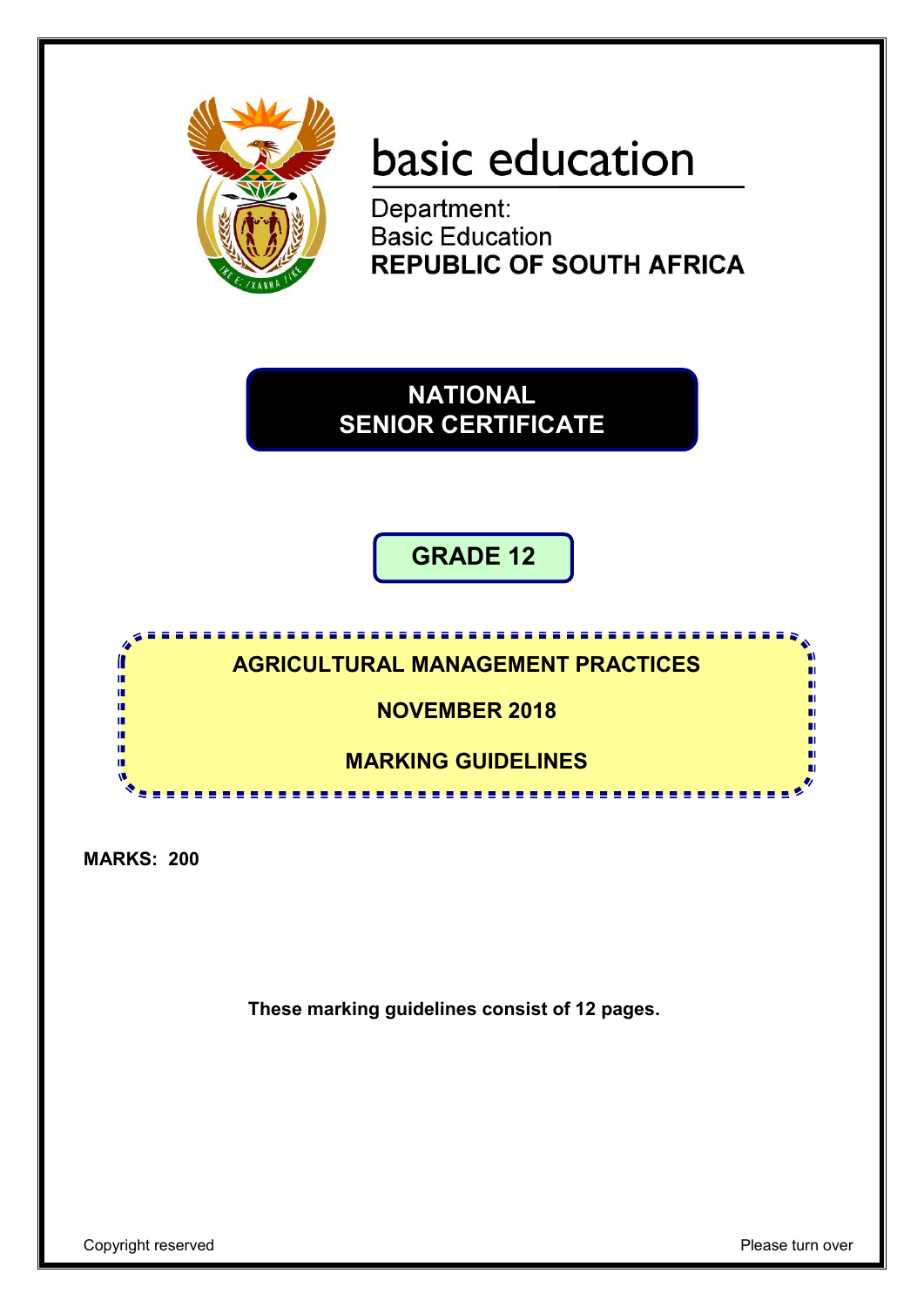basic education

Department:
Basic Education
**REPUBLIC OF SOUTH AFRICA**

# NATIONAL SENIOR CERTIFICATE

## GRADE 12

## AGRICULTURAL MANAGEMENT PRACTICES

## NOVEMBER 2018

## MARKING GUIDELINES

**MARKS: 200**

**These marking guidelines consist of 12 pages.**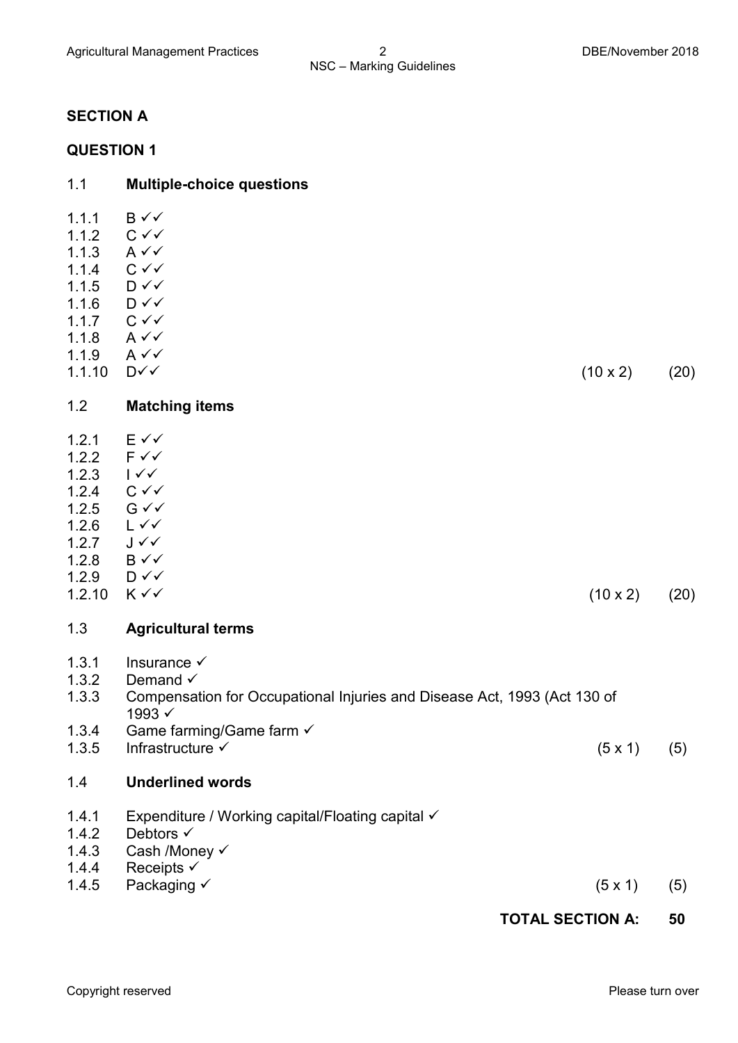## SECTION A

### QUESTION 1

#### 1.1 Multiple-choice questions

1.1.1 B ✓✓
1.1.2 C ✓✓
1.1.3 A ✓✓
1.1.4 C ✓✓
1.1.5 D ✓✓
1.1.6 D ✓✓
1.1.7 C ✓✓
1.1.8 A ✓✓
1.1.9 A ✓✓
1.1.10 D✓✓ (10 x 2) (20)

#### 1.2 Matching items

1.2.1 E ✓✓
1.2.2 F ✓✓
1.2.3 I ✓✓
1.2.4 C ✓✓
1.2.5 G ✓✓
1.2.6 L ✓✓
1.2.7 J ✓✓
1.2.8 B ✓✓
1.2.9 D ✓✓
1.2.10 K ✓✓ (10 x 2) (20)

#### 1.3 Agricultural terms

1.3.1 Insurance ✓
1.3.2 Demand ✓
1.3.3 Compensation for Occupational Injuries and Disease Act, 1993 (Act 130 of 1993 ✓
1.3.4 Game farming/Game farm ✓
1.3.5 Infrastructure ✓ (5 x 1) (5)

#### 1.4 Underlined words

1.4.1 Expenditure / Working capital/Floating capital ✓
1.4.2 Debtors ✓
1.4.3 Cash /Money ✓
1.4.4 Receipts ✓
1.4.5 Packaging ✓ (5 x 1) (5)

**TOTAL SECTION A: 50**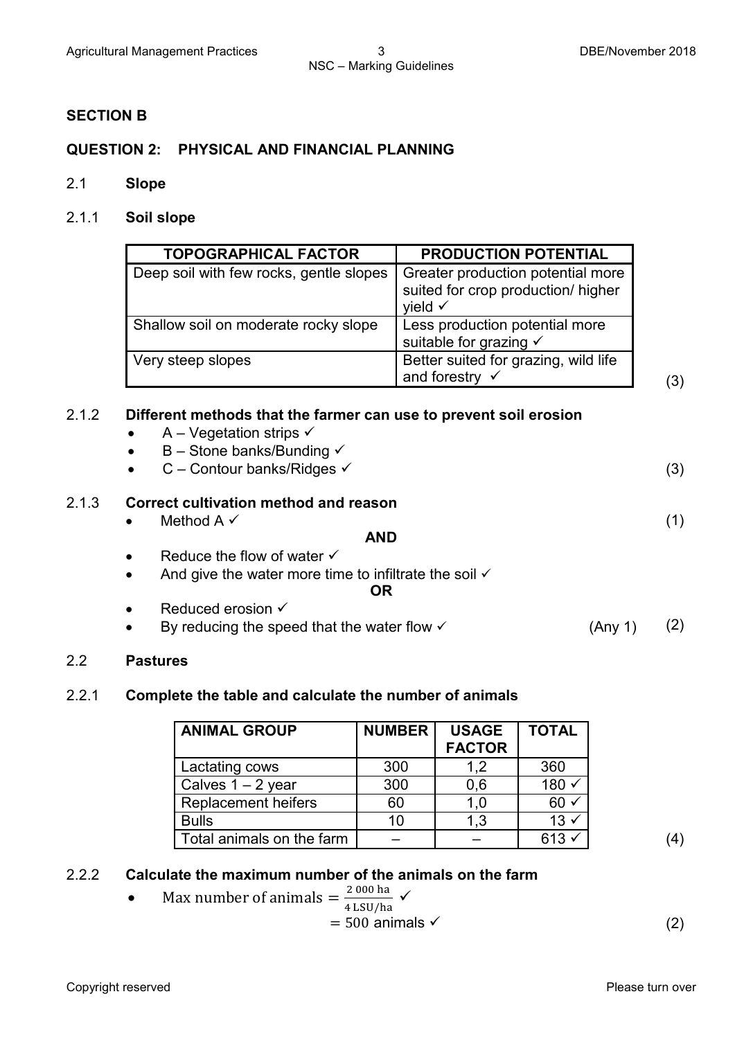## SECTION B

### QUESTION 2: PHYSICAL AND FINANCIAL PLANNING

#### 2.1 Slope

**2.1.1 Soil slope**

| TOPOGRAPHICAL FACTOR | PRODUCTION POTENTIAL |
|---|---|
| Deep soil with few rocks, gentle slopes | Greater production potential more suited for crop production/ higher yield ✓ |
| Shallow soil on moderate rocky slope | Less production potential more suitable for grazing ✓ |
| Very steep slopes | Better suited for grazing, wild life and forestry ✓ |

(3)

**2.1.2 Different methods that the farmer can use to prevent soil erosion**

- A – Vegetation strips ✓
- B – Stone banks/Bunding ✓
- C – Contour banks/Ridges ✓

(3)

**2.1.3 Correct cultivation method and reason**

- Method A ✓ (1)

**AND**

- Reduce the flow of water ✓
- And give the water more time to infiltrate the soil ✓

**OR**

- Reduced erosion ✓
- By reducing the speed that the water flow ✓ (Any 1) (2)

#### 2.2 Pastures

**2.2.1 Complete the table and calculate the number of animals**

| ANIMAL GROUP | NUMBER | USAGE FACTOR | TOTAL |
|---|---|---|---|
| Lactating cows | 300 | 1,2 | 360 |
| Calves 1 – 2 year | 300 | 0,6 | 180 ✓ |
| Replacement heifers | 60 | 1,0 | 60 ✓ |
| Bulls | 10 | 1,3 | 13 ✓ |
| Total animals on the farm | – | – | 613 ✓ |

(4)

**2.2.2 Calculate the maximum number of the animals on the farm**

- $\text{Max number of animals} = \frac{2\ 000\ \text{ha}}{4\ \text{LSU/ha}}$ ✓

  $= 500$ animals ✓

(2)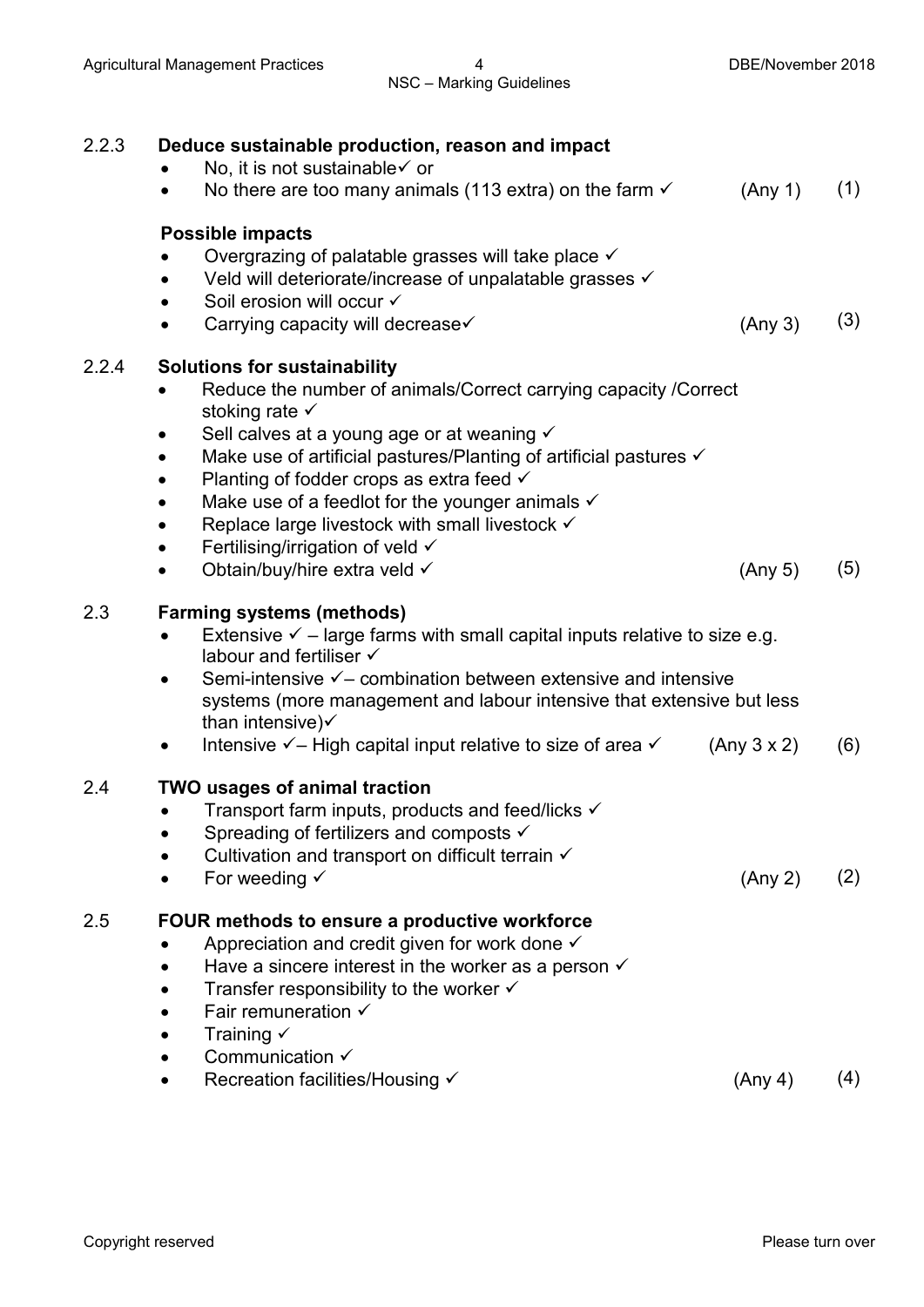## 2.2.3 Deduce sustainable production, reason and impact

- No, it is not sustainable✓ or
- No there are too many animals (113 extra) on the farm ✓ (Any 1) (1)

**Possible impacts**

- Overgrazing of palatable grasses will take place ✓
- Veld will deteriorate/increase of unpalatable grasses ✓
- Soil erosion will occur ✓
- Carrying capacity will decrease✓ (Any 3) (3)

## 2.2.4 Solutions for sustainability

- Reduce the number of animals/Correct carrying capacity /Correct stoking rate ✓
- Sell calves at a young age or at weaning ✓
- Make use of artificial pastures/Planting of artificial pastures ✓
- Planting of fodder crops as extra feed ✓
- Make use of a feedlot for the younger animals ✓
- Replace large livestock with small livestock ✓
- Fertilising/irrigation of veld ✓
- Obtain/buy/hire extra veld ✓ (Any 5) (5)

## 2.3 Farming systems (methods)

- Extensive ✓ – large farms with small capital inputs relative to size e.g. labour and fertiliser ✓
- Semi-intensive ✓– combination between extensive and intensive systems (more management and labour intensive that extensive but less than intensive)✓
- Intensive ✓– High capital input relative to size of area ✓ (Any 3 x 2) (6)

## 2.4 TWO usages of animal traction

- Transport farm inputs, products and feed/licks ✓
- Spreading of fertilizers and composts ✓
- Cultivation and transport on difficult terrain ✓
- For weeding ✓ (Any 2) (2)

## 2.5 FOUR methods to ensure a productive workforce

- Appreciation and credit given for work done ✓
- Have a sincere interest in the worker as a person ✓
- Transfer responsibility to the worker ✓
- Fair remuneration ✓
- Training ✓
- Communication ✓
- Recreation facilities/Housing ✓ (Any 4) (4)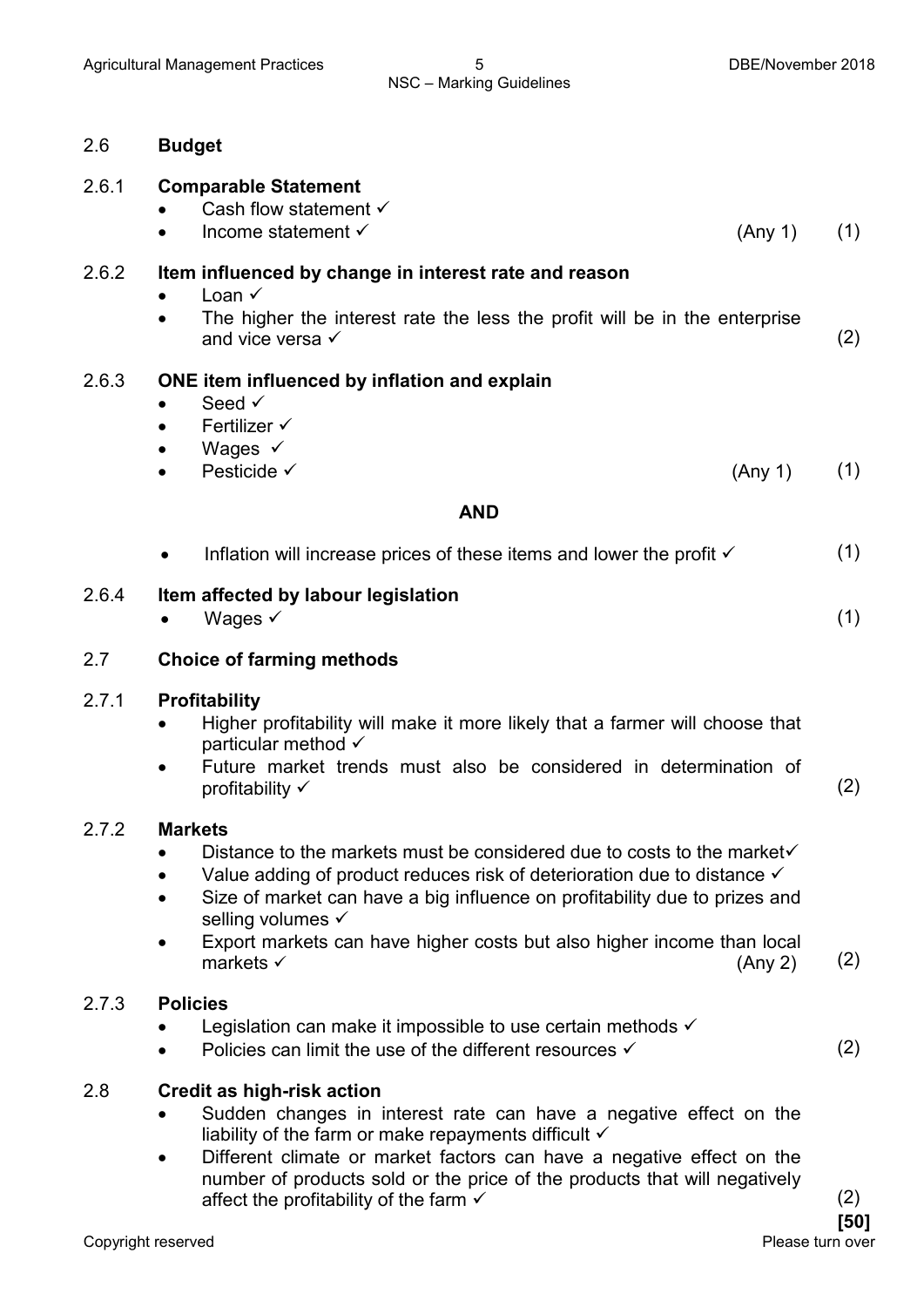## 2.6 **Budget**

### 2.6.1 **Comparable Statement**

- Cash flow statement ✓
- Income statement ✓ (Any 1) (1)

### 2.6.2 **Item influenced by change in interest rate and reason**

- Loan ✓
- The higher the interest rate the less the profit will be in the enterprise and vice versa ✓ (2)

### 2.6.3 **ONE item influenced by inflation and explain**

- Seed ✓
- Fertilizer ✓
- Wages ✓
- Pesticide ✓ (Any 1) (1)

**AND**

- Inflation will increase prices of these items and lower the profit ✓ (1)

### 2.6.4 **Item affected by labour legislation**

- Wages ✓ (1)

## 2.7 **Choice of farming methods**

### 2.7.1 **Profitability**

- Higher profitability will make it more likely that a farmer will choose that particular method ✓
- Future market trends must also be considered in determination of profitability ✓ (2)

### 2.7.2 **Markets**

- Distance to the markets must be considered due to costs to the market✓
- Value adding of product reduces risk of deterioration due to distance ✓
- Size of market can have a big influence on profitability due to prizes and selling volumes ✓
- Export markets can have higher costs but also higher income than local markets ✓ (Any 2) (2)

### 2.7.3 **Policies**

- Legislation can make it impossible to use certain methods ✓
- Policies can limit the use of the different resources ✓ (2)

## 2.8 **Credit as high-risk action**

- Sudden changes in interest rate can have a negative effect on the liability of the farm or make repayments difficult ✓
- Different climate or market factors can have a negative effect on the number of products sold or the price of the products that will negatively affect the profitability of the farm ✓ (2)

**[50]**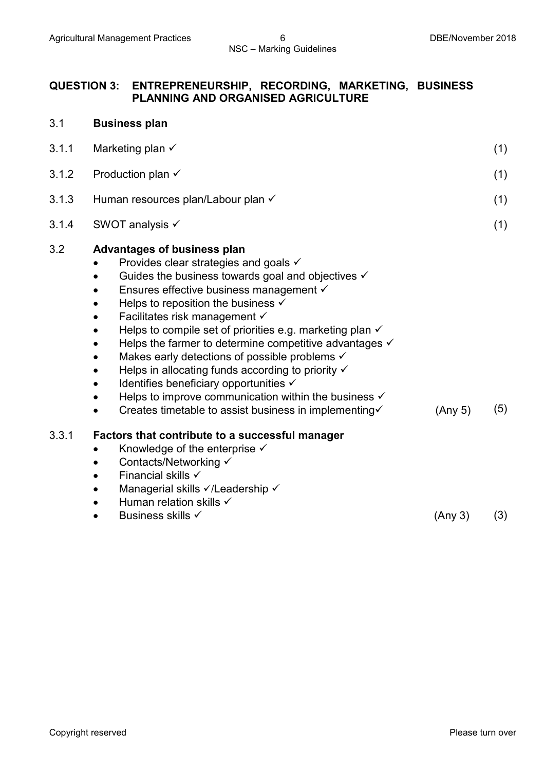## QUESTION 3: ENTREPRENEURSHIP, RECORDING, MARKETING, BUSINESS PLANNING AND ORGANISED AGRICULTURE

**3.1 Business plan**

3.1.1 Marketing plan ✓ (1)

3.1.2 Production plan ✓ (1)

3.1.3 Human resources plan/Labour plan ✓ (1)

3.1.4 SWOT analysis ✓ (1)

**3.2 Advantages of business plan**

- Provides clear strategies and goals ✓
- Guides the business towards goal and objectives ✓
- Ensures effective business management ✓
- Helps to reposition the business ✓
- Facilitates risk management ✓
- Helps to compile set of priorities e.g. marketing plan ✓
- Helps the farmer to determine competitive advantages ✓
- Makes early detections of possible problems ✓
- Helps in allocating funds according to priority ✓
- Identifies beneficiary opportunities ✓
- Helps to improve communication within the business ✓
- Creates timetable to assist business in implementing✓ (Any 5) (5)

**3.3.1 Factors that contribute to a successful manager**

- Knowledge of the enterprise ✓
- Contacts/Networking ✓
- Financial skills ✓
- Managerial skills ✓/Leadership ✓
- Human relation skills ✓
- Business skills ✓ (Any 3) (3)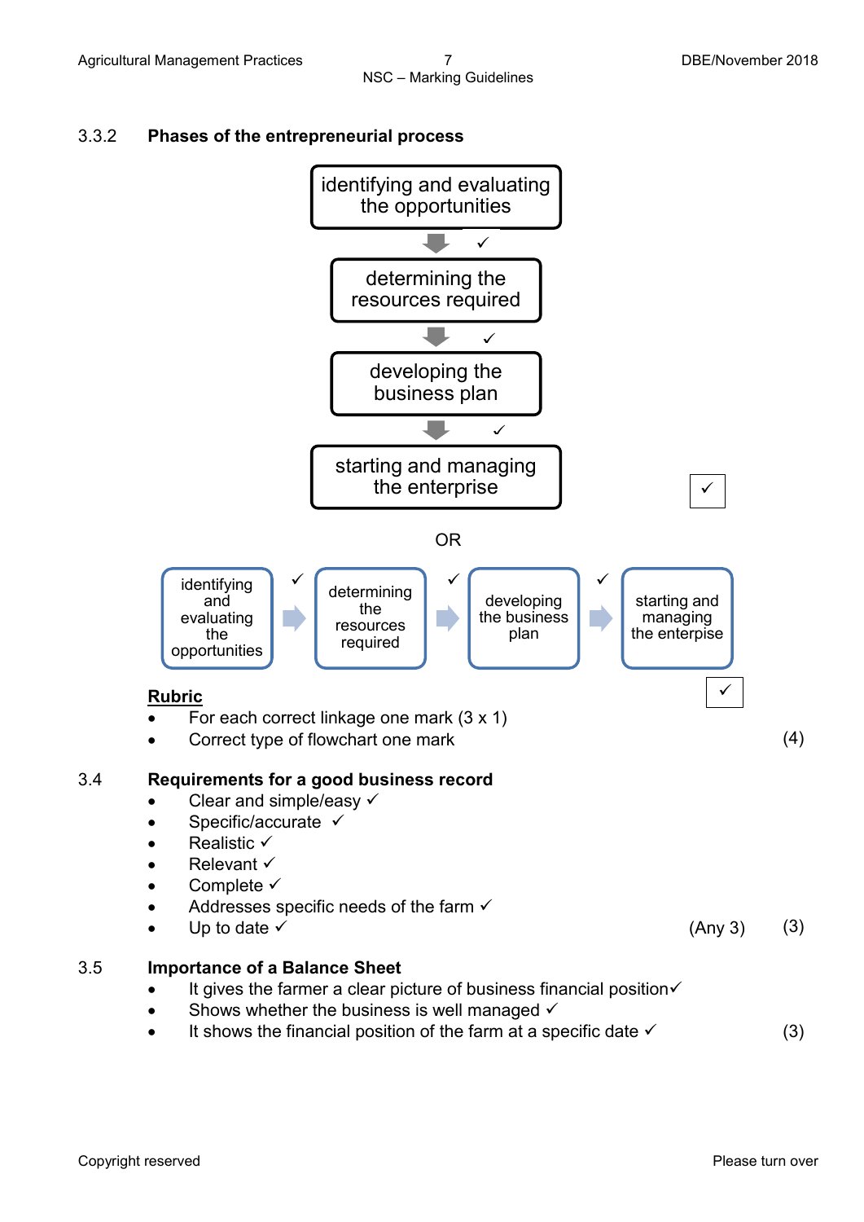### 3.3.2 Phases of the entrepreneurial process

identifying and evaluating the opportunities
↓ ✓
determining the resources required
↓ ✓
developing the business plan
↓ ✓
starting and managing the enterprise

✓

OR

identifying and evaluating the opportunities ✓ → determining the resources required ✓ → developing the business plan ✓ → starting and managing the enterpise

✓

**Rubric**

- For each correct linkage one mark (3 x 1)
- Correct type of flowchart one mark (4)

### 3.4 Requirements for a good business record

- Clear and simple/easy ✓
- Specific/accurate ✓
- Realistic ✓
- Relevant ✓
- Complete ✓
- Addresses specific needs of the farm ✓
- Up to date ✓ (Any 3) (3)

### 3.5 Importance of a Balance Sheet

- It gives the farmer a clear picture of business financial position✓
- Shows whether the business is well managed ✓
- It shows the financial position of the farm at a specific date ✓ (3)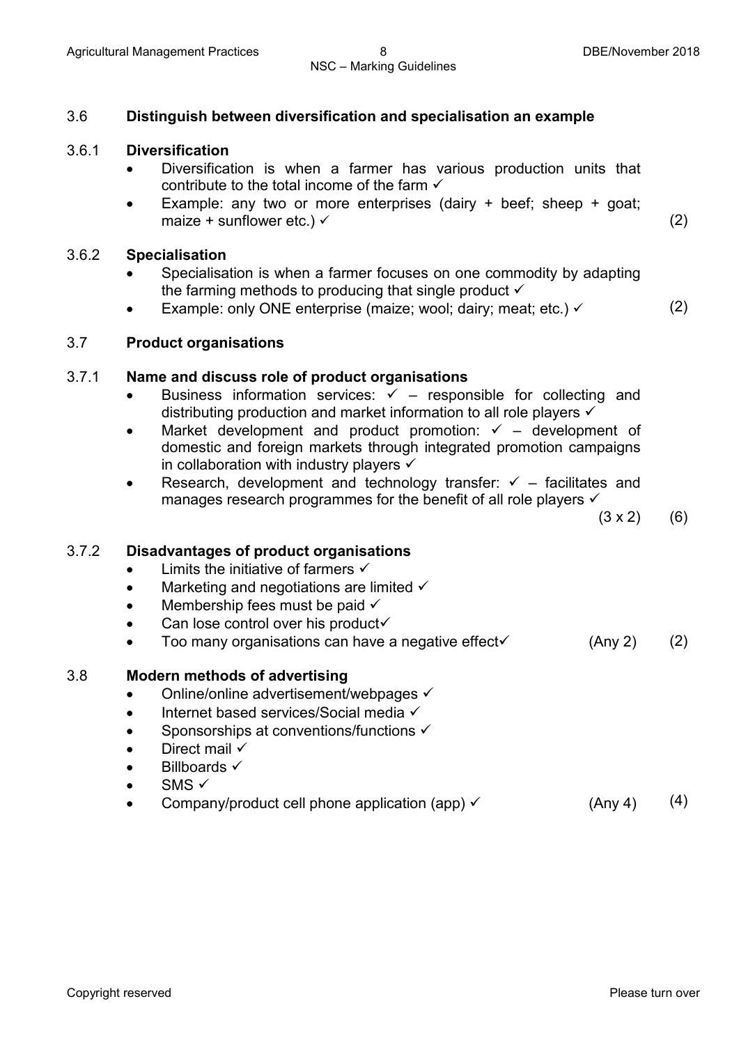### 3.6 Distinguish between diversification and specialisation an example

#### 3.6.1 Diversification

- Diversification is when a farmer has various production units that contribute to the total income of the farm ✓
- Example: any two or more enterprises (dairy + beef; sheep + goat; maize + sunflower etc.) ✓ (2)

#### 3.6.2 Specialisation

- Specialisation is when a farmer focuses on one commodity by adapting the farming methods to producing that single product ✓
- Example: only ONE enterprise (maize; wool; dairy; meat; etc.) ✓ (2)

### 3.7 Product organisations

#### 3.7.1 Name and discuss role of product organisations

- Business information services: ✓ – responsible for collecting and distributing production and market information to all role players ✓
- Market development and product promotion: ✓ – development of domestic and foreign markets through integrated promotion campaigns in collaboration with industry players ✓
- Research, development and technology transfer: ✓ – facilitates and manages research programmes for the benefit of all role players ✓

(3 x 2) (6)

#### 3.7.2 Disadvantages of product organisations

- Limits the initiative of farmers ✓
- Marketing and negotiations are limited ✓
- Membership fees must be paid ✓
- Can lose control over his product✓
- Too many organisations can have a negative effect✓ (Any 2) (2)

### 3.8 Modern methods of advertising

- Online/online advertisement/webpages ✓
- Internet based services/Social media ✓
- Sponsorships at conventions/functions ✓
- Direct mail ✓
- Billboards ✓
- SMS ✓
- Company/product cell phone application (app) ✓ (Any 4) (4)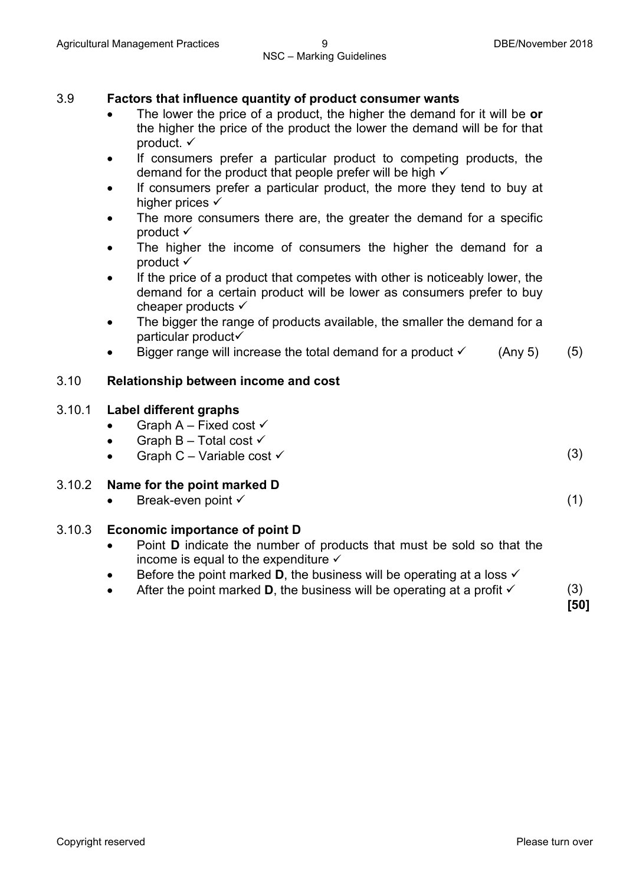3.9 **Factors that influence quantity of product consumer wants**

- The lower the price of a product, the higher the demand for it will be **or** the higher the price of the product the lower the demand will be for that product. ✓
- If consumers prefer a particular product to competing products, the demand for the product that people prefer will be high ✓
- If consumers prefer a particular product, the more they tend to buy at higher prices ✓
- The more consumers there are, the greater the demand for a specific product ✓
- The higher the income of consumers the higher the demand for a product ✓
- If the price of a product that competes with other is noticeably lower, the demand for a certain product will be lower as consumers prefer to buy cheaper products ✓
- The bigger the range of products available, the smaller the demand for a particular product✓
- Bigger range will increase the total demand for a product ✓ (Any 5) (5)

3.10 **Relationship between income and cost**

3.10.1 **Label different graphs**

- Graph A – Fixed cost ✓
- Graph B – Total cost ✓
- Graph C – Variable cost ✓ (3)

3.10.2 **Name for the point marked D**

- Break-even point ✓ (1)

3.10.3 **Economic importance of point D**

- Point **D** indicate the number of products that must be sold so that the income is equal to the expenditure ✓
- Before the point marked **D**, the business will be operating at a loss ✓
- After the point marked **D**, the business will be operating at a profit ✓ (3)

**[50]**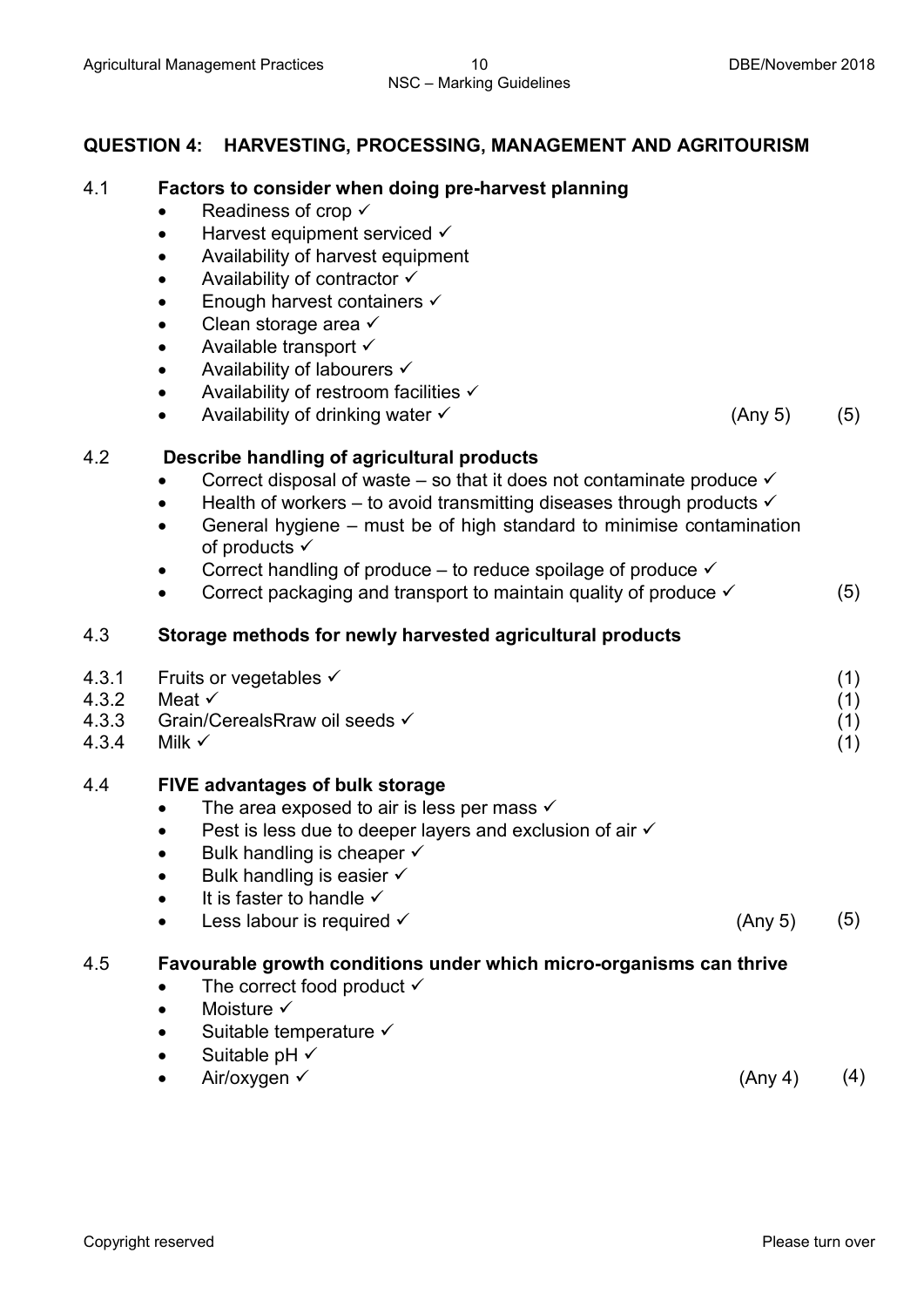## QUESTION 4: HARVESTING, PROCESSING, MANAGEMENT AND AGRITOURISM

4.1 **Factors to consider when doing pre-harvest planning**

- Readiness of crop ✓
- Harvest equipment serviced ✓
- Availability of harvest equipment
- Availability of contractor ✓
- Enough harvest containers ✓
- Clean storage area ✓
- Available transport ✓
- Availability of labourers ✓
- Availability of restroom facilities ✓
- Availability of drinking water ✓ (Any 5) (5)

4.2 **Describe handling of agricultural products**

- Correct disposal of waste – so that it does not contaminate produce ✓
- Health of workers – to avoid transmitting diseases through products ✓
- General hygiene – must be of high standard to minimise contamination of products ✓
- Correct handling of produce – to reduce spoilage of produce ✓
- Correct packaging and transport to maintain quality of produce ✓ (5)

4.3 **Storage methods for newly harvested agricultural products**

4.3.1 Fruits or vegetables ✓ (1)
4.3.2 Meat ✓ (1)
4.3.3 Grain/CerealsRraw oil seeds ✓ (1)
4.3.4 Milk ✓ (1)

4.4 **FIVE advantages of bulk storage**

- The area exposed to air is less per mass ✓
- Pest is less due to deeper layers and exclusion of air ✓
- Bulk handling is cheaper ✓
- Bulk handling is easier ✓
- It is faster to handle ✓
- Less labour is required ✓ (Any 5) (5)

4.5 **Favourable growth conditions under which micro-organisms can thrive**

- The correct food product ✓
- Moisture ✓
- Suitable temperature ✓
- Suitable pH ✓
- Air/oxygen ✓ (Any 4) (4)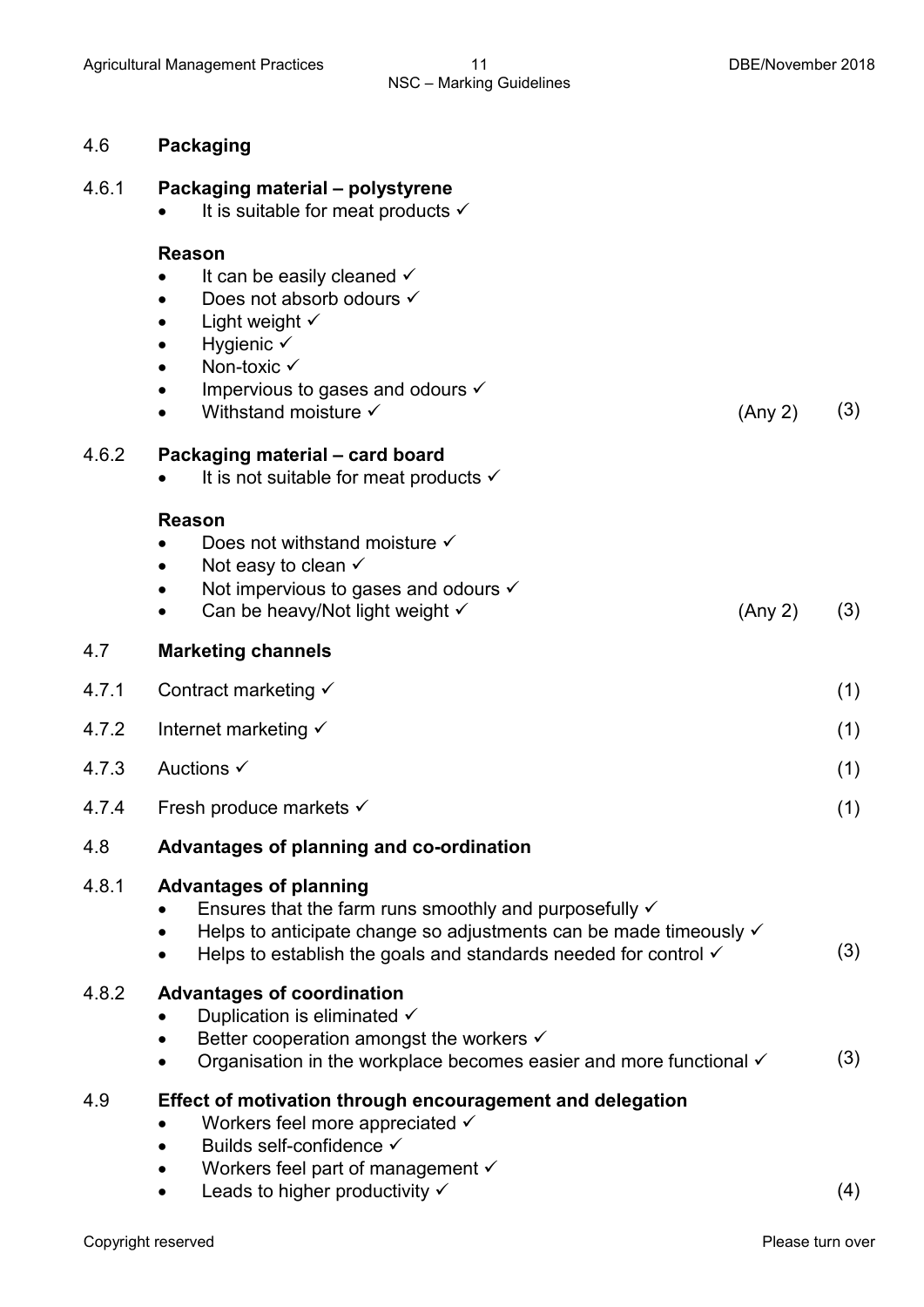### 4.6 Packaging

#### 4.6.1 Packaging material – polystyrene

- It is suitable for meat products ✓

**Reason**

- It can be easily cleaned ✓
- Does not absorb odours ✓
- Light weight ✓
- Hygienic ✓
- Non-toxic ✓
- Impervious to gases and odours ✓
- Withstand moisture ✓ (Any 2) (3)

#### 4.6.2 Packaging material – card board

- It is not suitable for meat products ✓

**Reason**

- Does not withstand moisture ✓
- Not easy to clean ✓
- Not impervious to gases and odours ✓
- Can be heavy/Not light weight ✓ (Any 2) (3)

### 4.7 Marketing channels

4.7.1 Contract marketing ✓ (1)

4.7.2 Internet marketing ✓ (1)

4.7.3 Auctions ✓ (1)

4.7.4 Fresh produce markets ✓ (1)

### 4.8 Advantages of planning and co-ordination

#### 4.8.1 Advantages of planning

- Ensures that the farm runs smoothly and purposefully ✓
- Helps to anticipate change so adjustments can be made timeously ✓
- Helps to establish the goals and standards needed for control ✓ (3)

#### 4.8.2 Advantages of coordination

- Duplication is eliminated ✓
- Better cooperation amongst the workers ✓
- Organisation in the workplace becomes easier and more functional ✓ (3)

### 4.9 Effect of motivation through encouragement and delegation

- Workers feel more appreciated ✓
- Builds self-confidence ✓
- Workers feel part of management ✓
- Leads to higher productivity ✓ (4)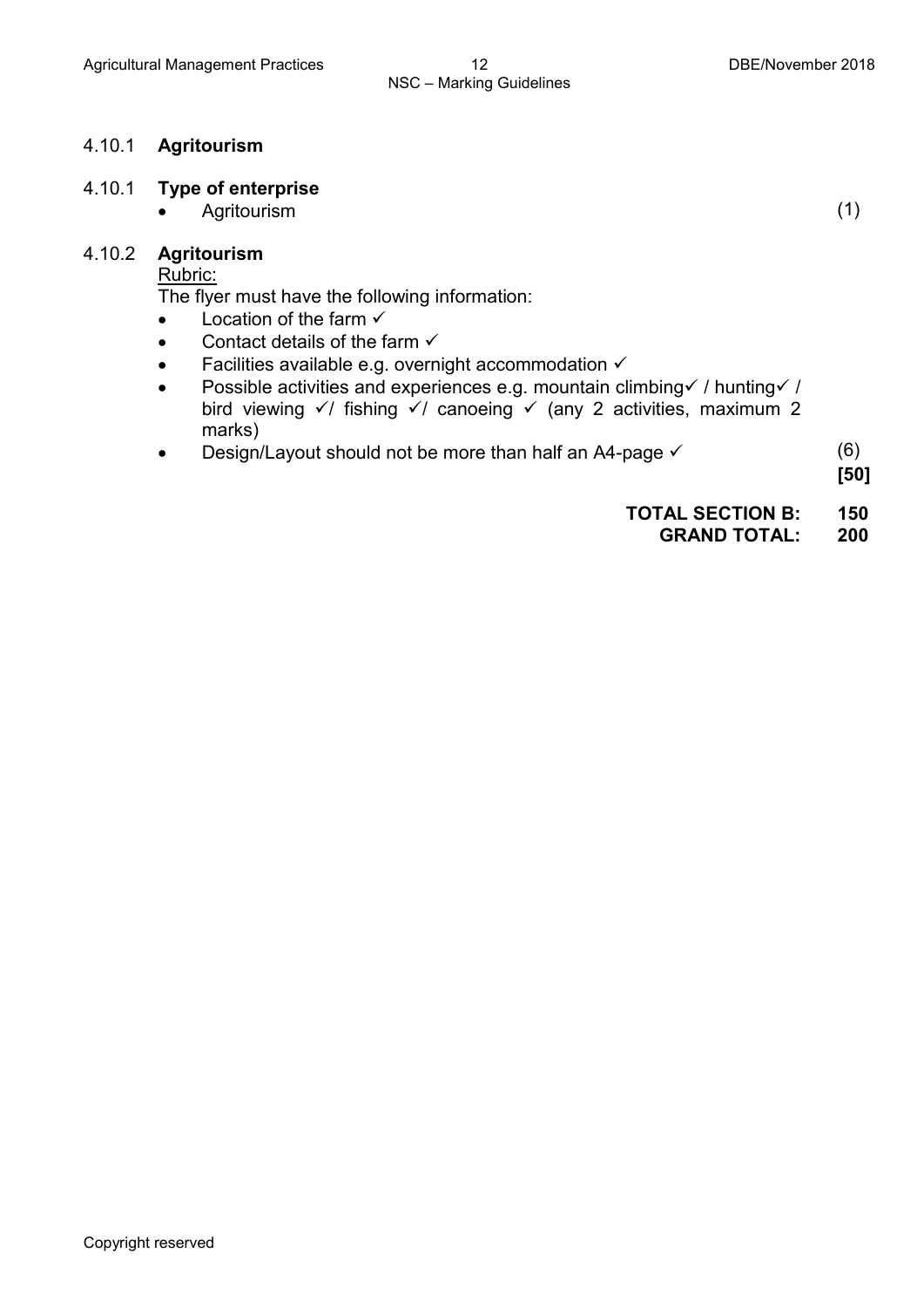4.10.1 **Agritourism**

4.10.1 **Type of enterprise**

- Agritourism (1)

4.10.2 **Agritourism**

Rubric:

The flyer must have the following information:

- Location of the farm ✓
- Contact details of the farm ✓
- Facilities available e.g. overnight accommodation ✓
- Possible activities and experiences e.g. mountain climbing✓ / hunting✓ / bird viewing ✓/ fishing ✓/ canoeing ✓ (any 2 activities, maximum 2 marks)
- Design/Layout should not be more than half an A4-page ✓ (6)

**[50]**

**TOTAL SECTION B: 150**
**GRAND TOTAL: 200**

Copyright reserved